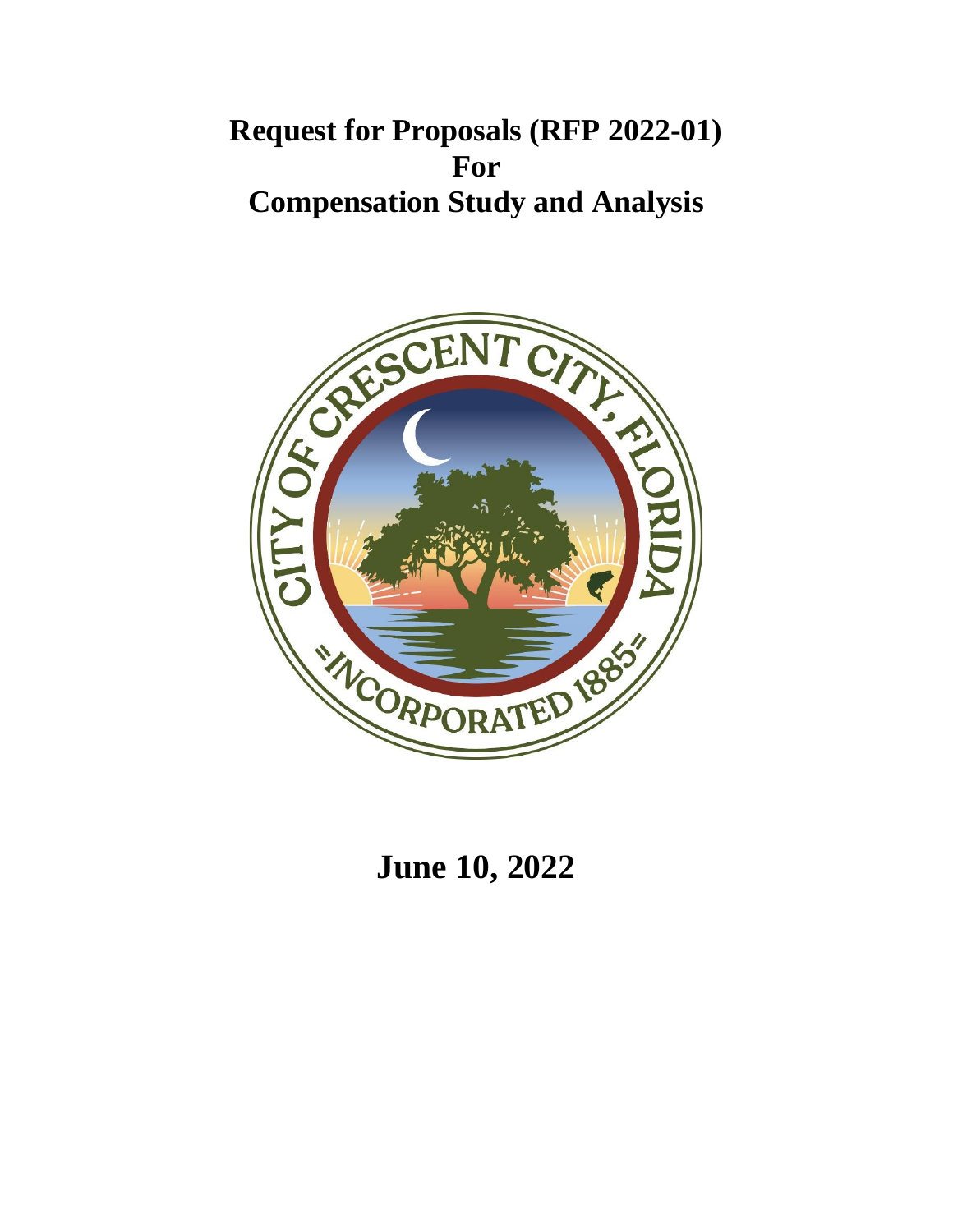# Request for Proposals (RFP 2022-01)
# For
# Compensation Study and Analysis

**June 10, 2022**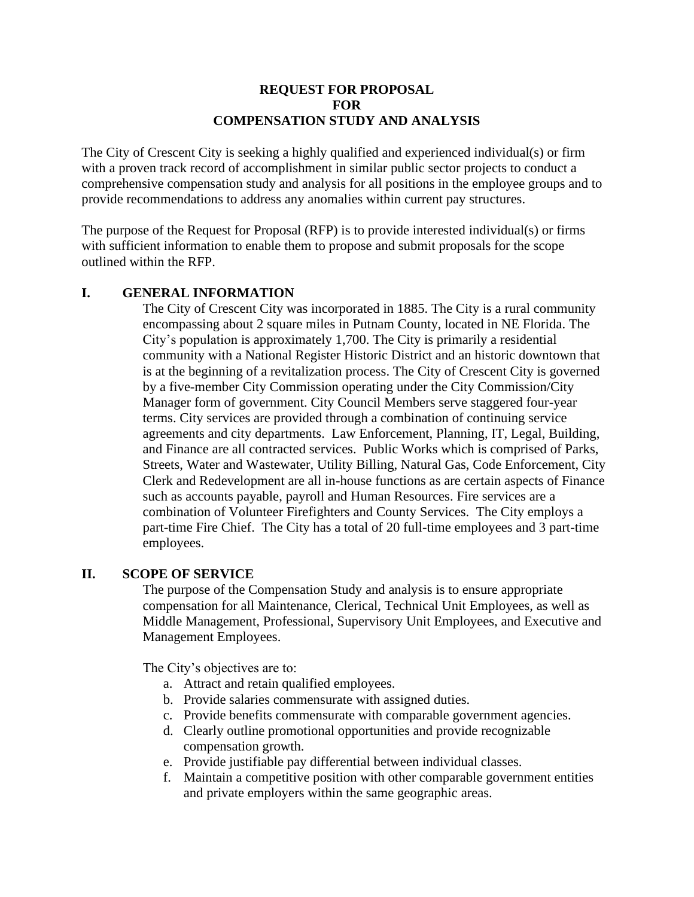**REQUEST FOR PROPOSAL**
**FOR**
**COMPENSATION STUDY AND ANALYSIS**

The City of Crescent City is seeking a highly qualified and experienced individual(s) or firm with a proven track record of accomplishment in similar public sector projects to conduct a comprehensive compensation study and analysis for all positions in the employee groups and to provide recommendations to address any anomalies within current pay structures.

The purpose of the Request for Proposal (RFP) is to provide interested individual(s) or firms with sufficient information to enable them to propose and submit proposals for the scope outlined within the RFP.

## I. GENERAL INFORMATION

The City of Crescent City was incorporated in 1885. The City is a rural community encompassing about 2 square miles in Putnam County, located in NE Florida. The City's population is approximately 1,700. The City is primarily a residential community with a National Register Historic District and an historic downtown that is at the beginning of a revitalization process. The City of Crescent City is governed by a five-member City Commission operating under the City Commission/City Manager form of government. City Council Members serve staggered four-year terms. City services are provided through a combination of continuing service agreements and city departments. Law Enforcement, Planning, IT, Legal, Building, and Finance are all contracted services. Public Works which is comprised of Parks, Streets, Water and Wastewater, Utility Billing, Natural Gas, Code Enforcement, City Clerk and Redevelopment are all in-house functions as are certain aspects of Finance such as accounts payable, payroll and Human Resources. Fire services are a combination of Volunteer Firefighters and County Services. The City employs a part-time Fire Chief. The City has a total of 20 full-time employees and 3 part-time employees.

## II. SCOPE OF SERVICE

The purpose of the Compensation Study and analysis is to ensure appropriate compensation for all Maintenance, Clerical, Technical Unit Employees, as well as Middle Management, Professional, Supervisory Unit Employees, and Executive and Management Employees.

The City's objectives are to:

a. Attract and retain qualified employees.
b. Provide salaries commensurate with assigned duties.
c. Provide benefits commensurate with comparable government agencies.
d. Clearly outline promotional opportunities and provide recognizable compensation growth.
e. Provide justifiable pay differential between individual classes.
f. Maintain a competitive position with other comparable government entities and private employers within the same geographic areas.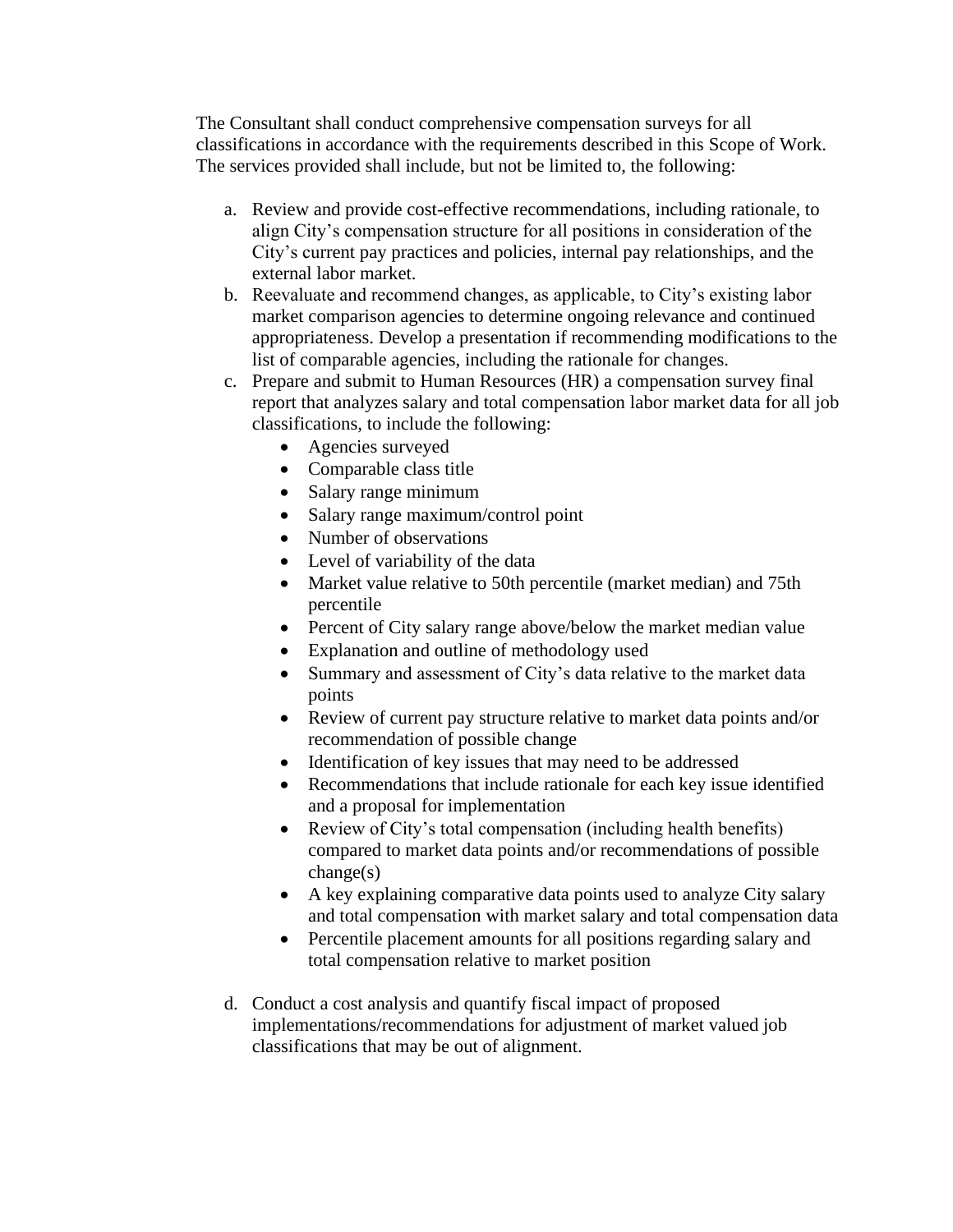The Consultant shall conduct comprehensive compensation surveys for all classifications in accordance with the requirements described in this Scope of Work. The services provided shall include, but not be limited to, the following:

a. Review and provide cost-effective recommendations, including rationale, to align City's compensation structure for all positions in consideration of the City's current pay practices and policies, internal pay relationships, and the external labor market.
b. Reevaluate and recommend changes, as applicable, to City's existing labor market comparison agencies to determine ongoing relevance and continued appropriateness. Develop a presentation if recommending modifications to the list of comparable agencies, including the rationale for changes.
c. Prepare and submit to Human Resources (HR) a compensation survey final report that analyzes salary and total compensation labor market data for all job classifications, to include the following:
   - Agencies surveyed
   - Comparable class title
   - Salary range minimum
   - Salary range maximum/control point
   - Number of observations
   - Level of variability of the data
   - Market value relative to 50th percentile (market median) and 75th percentile
   - Percent of City salary range above/below the market median value
   - Explanation and outline of methodology used
   - Summary and assessment of City's data relative to the market data points
   - Review of current pay structure relative to market data points and/or recommendation of possible change
   - Identification of key issues that may need to be addressed
   - Recommendations that include rationale for each key issue identified and a proposal for implementation
   - Review of City's total compensation (including health benefits) compared to market data points and/or recommendations of possible change(s)
   - A key explaining comparative data points used to analyze City salary and total compensation with market salary and total compensation data
   - Percentile placement amounts for all positions regarding salary and total compensation relative to market position

d. Conduct a cost analysis and quantify fiscal impact of proposed implementations/recommendations for adjustment of market valued job classifications that may be out of alignment.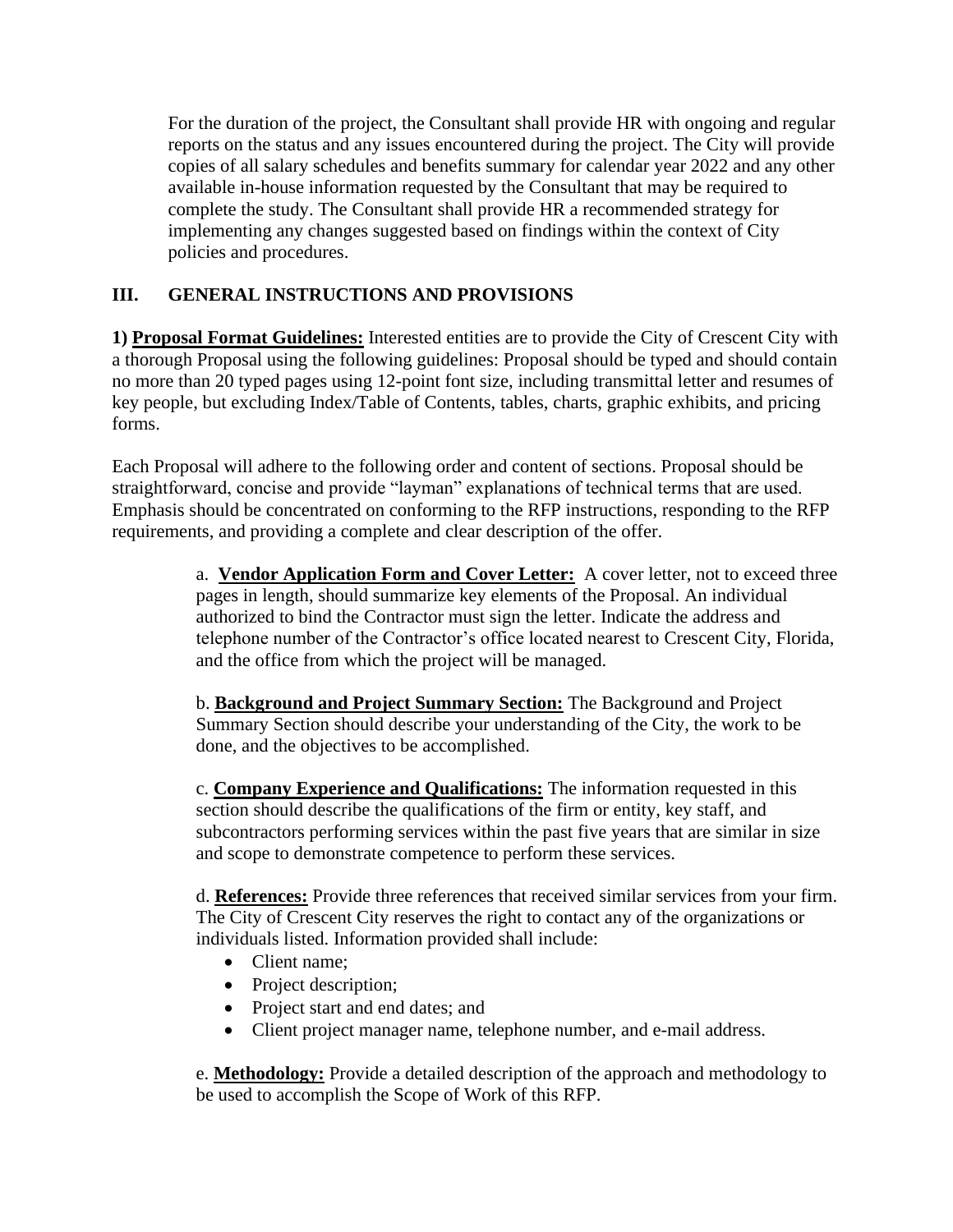For the duration of the project, the Consultant shall provide HR with ongoing and regular reports on the status and any issues encountered during the project. The City will provide copies of all salary schedules and benefits summary for calendar year 2022 and any other available in-house information requested by the Consultant that may be required to complete the study. The Consultant shall provide HR a recommended strategy for implementing any changes suggested based on findings within the context of City policies and procedures.

## III. GENERAL INSTRUCTIONS AND PROVISIONS

**1) Proposal Format Guidelines:** Interested entities are to provide the City of Crescent City with a thorough Proposal using the following guidelines: Proposal should be typed and should contain no more than 20 typed pages using 12-point font size, including transmittal letter and resumes of key people, but excluding Index/Table of Contents, tables, charts, graphic exhibits, and pricing forms.

Each Proposal will adhere to the following order and content of sections. Proposal should be straightforward, concise and provide "layman" explanations of technical terms that are used. Emphasis should be concentrated on conforming to the RFP instructions, responding to the RFP requirements, and providing a complete and clear description of the offer.

a. **Vendor Application Form and Cover Letter:** A cover letter, not to exceed three pages in length, should summarize key elements of the Proposal. An individual authorized to bind the Contractor must sign the letter. Indicate the address and telephone number of the Contractor's office located nearest to Crescent City, Florida, and the office from which the project will be managed.

b. **Background and Project Summary Section:** The Background and Project Summary Section should describe your understanding of the City, the work to be done, and the objectives to be accomplished.

c. **Company Experience and Qualifications:** The information requested in this section should describe the qualifications of the firm or entity, key staff, and subcontractors performing services within the past five years that are similar in size and scope to demonstrate competence to perform these services.

d. **References:** Provide three references that received similar services from your firm. The City of Crescent City reserves the right to contact any of the organizations or individuals listed. Information provided shall include:

- Client name;
- Project description;
- Project start and end dates; and
- Client project manager name, telephone number, and e-mail address.

e. **Methodology:** Provide a detailed description of the approach and methodology to be used to accomplish the Scope of Work of this RFP.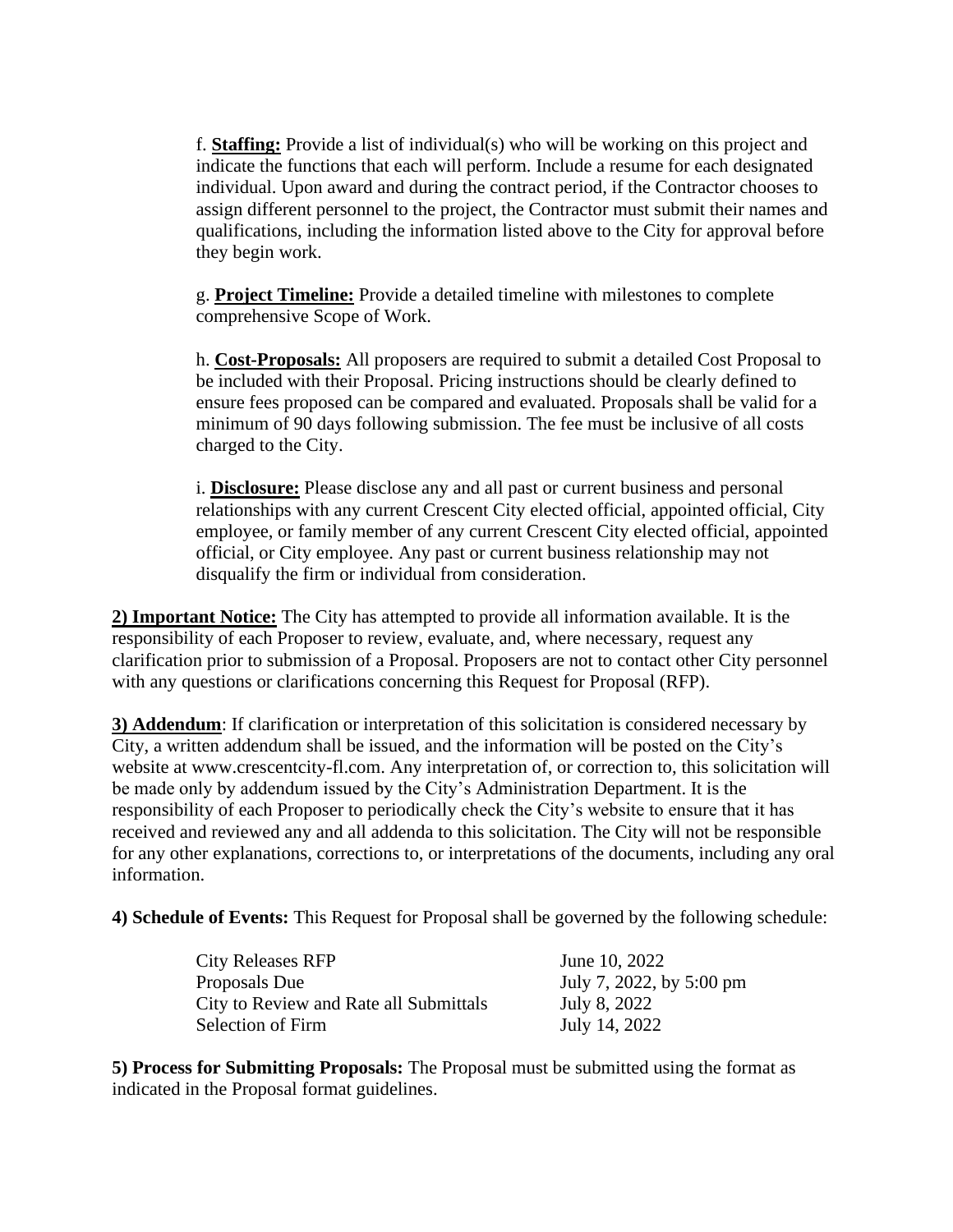f. **Staffing:** Provide a list of individual(s) who will be working on this project and indicate the functions that each will perform. Include a resume for each designated individual. Upon award and during the contract period, if the Contractor chooses to assign different personnel to the project, the Contractor must submit their names and qualifications, including the information listed above to the City for approval before they begin work.

g. **Project Timeline:** Provide a detailed timeline with milestones to complete comprehensive Scope of Work.

h. **Cost-Proposals:** All proposers are required to submit a detailed Cost Proposal to be included with their Proposal. Pricing instructions should be clearly defined to ensure fees proposed can be compared and evaluated. Proposals shall be valid for a minimum of 90 days following submission. The fee must be inclusive of all costs charged to the City.

i. **Disclosure:** Please disclose any and all past or current business and personal relationships with any current Crescent City elected official, appointed official, City employee, or family member of any current Crescent City elected official, appointed official, or City employee. Any past or current business relationship may not disqualify the firm or individual from consideration.

**2) Important Notice:** The City has attempted to provide all information available. It is the responsibility of each Proposer to review, evaluate, and, where necessary, request any clarification prior to submission of a Proposal. Proposers are not to contact other City personnel with any questions or clarifications concerning this Request for Proposal (RFP).

**3) Addendum**: If clarification or interpretation of this solicitation is considered necessary by City, a written addendum shall be issued, and the information will be posted on the City's website at www.crescentcity-fl.com. Any interpretation of, or correction to, this solicitation will be made only by addendum issued by the City's Administration Department. It is the responsibility of each Proposer to periodically check the City's website to ensure that it has received and reviewed any and all addenda to this solicitation. The City will not be responsible for any other explanations, corrections to, or interpretations of the documents, including any oral information.

**4) Schedule of Events:** This Request for Proposal shall be governed by the following schedule:

| | |
|---|---|
| City Releases RFP | June 10, 2022 |
| Proposals Due | July 7, 2022, by 5:00 pm |
| City to Review and Rate all Submittals | July 8, 2022 |
| Selection of Firm | July 14, 2022 |

**5) Process for Submitting Proposals:** The Proposal must be submitted using the format as indicated in the Proposal format guidelines.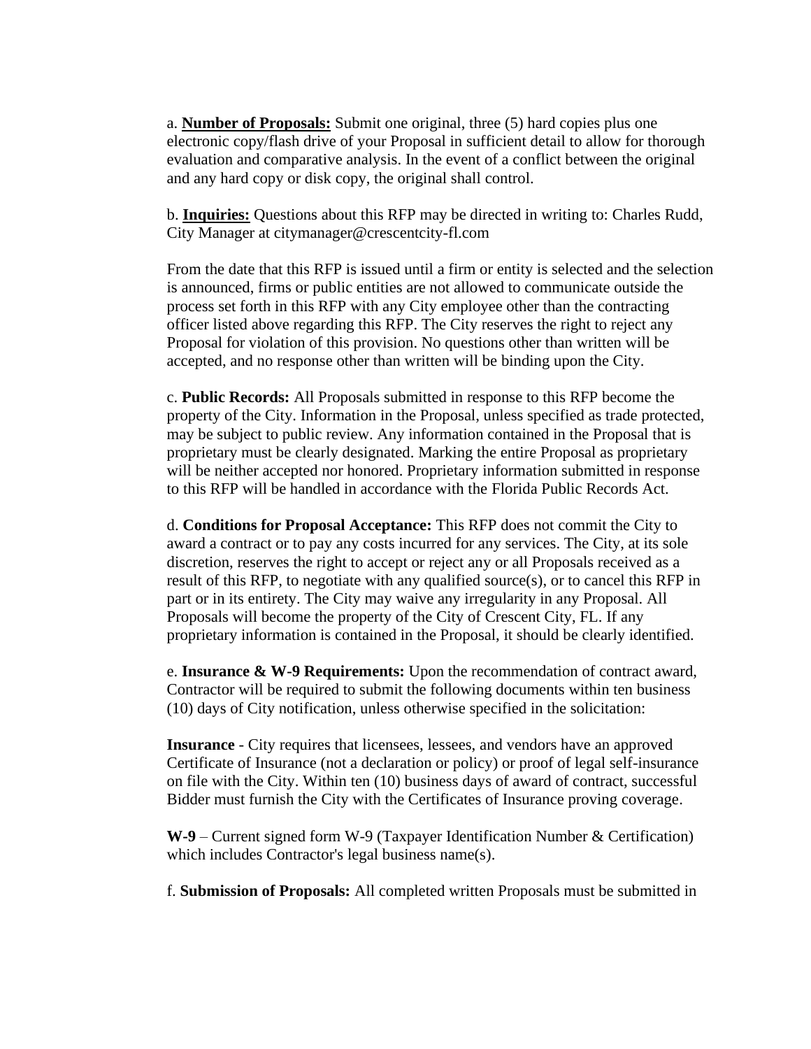a. **Number of Proposals:** Submit one original, three (5) hard copies plus one electronic copy/flash drive of your Proposal in sufficient detail to allow for thorough evaluation and comparative analysis. In the event of a conflict between the original and any hard copy or disk copy, the original shall control.

b. **Inquiries:** Questions about this RFP may be directed in writing to: Charles Rudd, City Manager at citymanager@crescentcity-fl.com

From the date that this RFP is issued until a firm or entity is selected and the selection is announced, firms or public entities are not allowed to communicate outside the process set forth in this RFP with any City employee other than the contracting officer listed above regarding this RFP. The City reserves the right to reject any Proposal for violation of this provision. No questions other than written will be accepted, and no response other than written will be binding upon the City.

c. **Public Records:** All Proposals submitted in response to this RFP become the property of the City. Information in the Proposal, unless specified as trade protected, may be subject to public review. Any information contained in the Proposal that is proprietary must be clearly designated. Marking the entire Proposal as proprietary will be neither accepted nor honored. Proprietary information submitted in response to this RFP will be handled in accordance with the Florida Public Records Act.

d. **Conditions for Proposal Acceptance:** This RFP does not commit the City to award a contract or to pay any costs incurred for any services. The City, at its sole discretion, reserves the right to accept or reject any or all Proposals received as a result of this RFP, to negotiate with any qualified source(s), or to cancel this RFP in part or in its entirety. The City may waive any irregularity in any Proposal. All Proposals will become the property of the City of Crescent City, FL. If any proprietary information is contained in the Proposal, it should be clearly identified.

e. **Insurance & W-9 Requirements:** Upon the recommendation of contract award, Contractor will be required to submit the following documents within ten business (10) days of City notification, unless otherwise specified in the solicitation:

**Insurance** - City requires that licensees, lessees, and vendors have an approved Certificate of Insurance (not a declaration or policy) or proof of legal self-insurance on file with the City. Within ten (10) business days of award of contract, successful Bidder must furnish the City with the Certificates of Insurance proving coverage.

**W-9** – Current signed form W-9 (Taxpayer Identification Number & Certification) which includes Contractor's legal business name(s).

f. **Submission of Proposals:** All completed written Proposals must be submitted in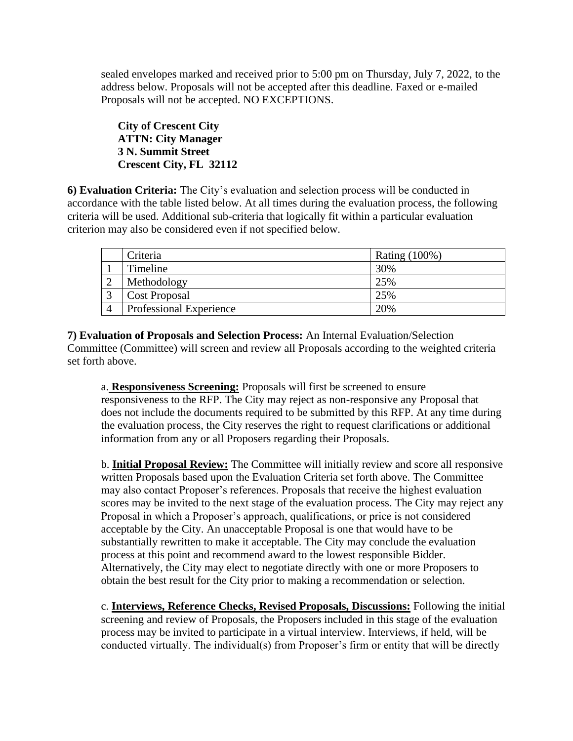sealed envelopes marked and received prior to 5:00 pm on Thursday, July 7, 2022, to the address below. Proposals will not be accepted after this deadline. Faxed or e-mailed Proposals will not be accepted. NO EXCEPTIONS.

**City of Crescent City**
**ATTN: City Manager**
**3 N. Summit Street**
**Crescent City, FL 32112**

**6) Evaluation Criteria:** The City's evaluation and selection process will be conducted in accordance with the table listed below. At all times during the evaluation process, the following criteria will be used. Additional sub-criteria that logically fit within a particular evaluation criterion may also be considered even if not specified below.

| | Criteria | Rating (100%) |
|---|---|---|
| 1 | Timeline | 30% |
| 2 | Methodology | 25% |
| 3 | Cost Proposal | 25% |
| 4 | Professional Experience | 20% |

**7) Evaluation of Proposals and Selection Process:** An Internal Evaluation/Selection Committee (Committee) will screen and review all Proposals according to the weighted criteria set forth above.

a. **Responsiveness Screening:** Proposals will first be screened to ensure responsiveness to the RFP. The City may reject as non-responsive any Proposal that does not include the documents required to be submitted by this RFP. At any time during the evaluation process, the City reserves the right to request clarifications or additional information from any or all Proposers regarding their Proposals.

b. **Initial Proposal Review:** The Committee will initially review and score all responsive written Proposals based upon the Evaluation Criteria set forth above. The Committee may also contact Proposer's references. Proposals that receive the highest evaluation scores may be invited to the next stage of the evaluation process. The City may reject any Proposal in which a Proposer's approach, qualifications, or price is not considered acceptable by the City. An unacceptable Proposal is one that would have to be substantially rewritten to make it acceptable. The City may conclude the evaluation process at this point and recommend award to the lowest responsible Bidder. Alternatively, the City may elect to negotiate directly with one or more Proposers to obtain the best result for the City prior to making a recommendation or selection.

c. **Interviews, Reference Checks, Revised Proposals, Discussions:** Following the initial screening and review of Proposals, the Proposers included in this stage of the evaluation process may be invited to participate in a virtual interview. Interviews, if held, will be conducted virtually. The individual(s) from Proposer's firm or entity that will be directly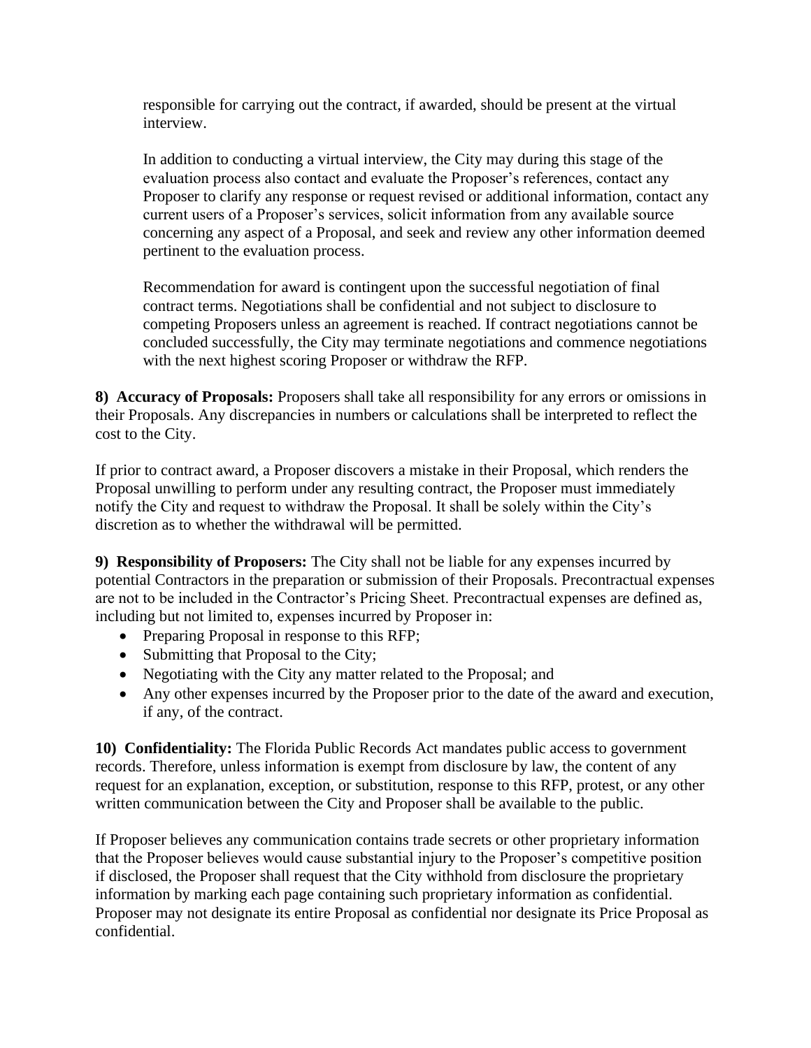responsible for carrying out the contract, if awarded, should be present at the virtual interview.

In addition to conducting a virtual interview, the City may during this stage of the evaluation process also contact and evaluate the Proposer's references, contact any Proposer to clarify any response or request revised or additional information, contact any current users of a Proposer's services, solicit information from any available source concerning any aspect of a Proposal, and seek and review any other information deemed pertinent to the evaluation process.

Recommendation for award is contingent upon the successful negotiation of final contract terms. Negotiations shall be confidential and not subject to disclosure to competing Proposers unless an agreement is reached. If contract negotiations cannot be concluded successfully, the City may terminate negotiations and commence negotiations with the next highest scoring Proposer or withdraw the RFP.

**8) Accuracy of Proposals:** Proposers shall take all responsibility for any errors or omissions in their Proposals. Any discrepancies in numbers or calculations shall be interpreted to reflect the cost to the City.

If prior to contract award, a Proposer discovers a mistake in their Proposal, which renders the Proposal unwilling to perform under any resulting contract, the Proposer must immediately notify the City and request to withdraw the Proposal. It shall be solely within the City's discretion as to whether the withdrawal will be permitted.

**9) Responsibility of Proposers:** The City shall not be liable for any expenses incurred by potential Contractors in the preparation or submission of their Proposals. Precontractual expenses are not to be included in the Contractor's Pricing Sheet. Precontractual expenses are defined as, including but not limited to, expenses incurred by Proposer in:

- Preparing Proposal in response to this RFP;
- Submitting that Proposal to the City;
- Negotiating with the City any matter related to the Proposal; and
- Any other expenses incurred by the Proposer prior to the date of the award and execution, if any, of the contract.

**10) Confidentiality:** The Florida Public Records Act mandates public access to government records. Therefore, unless information is exempt from disclosure by law, the content of any request for an explanation, exception, or substitution, response to this RFP, protest, or any other written communication between the City and Proposer shall be available to the public.

If Proposer believes any communication contains trade secrets or other proprietary information that the Proposer believes would cause substantial injury to the Proposer's competitive position if disclosed, the Proposer shall request that the City withhold from disclosure the proprietary information by marking each page containing such proprietary information as confidential. Proposer may not designate its entire Proposal as confidential nor designate its Price Proposal as confidential.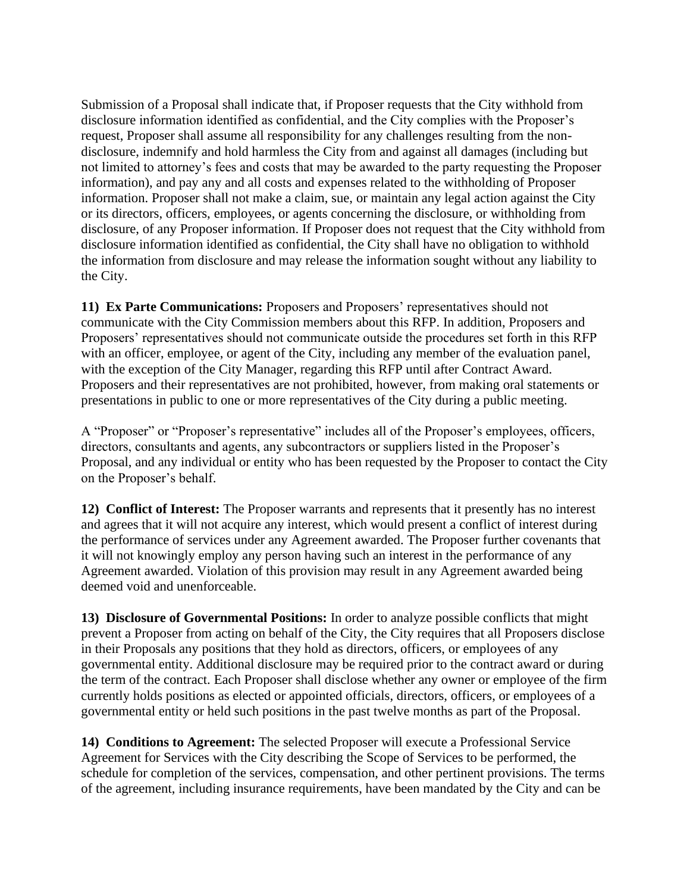Submission of a Proposal shall indicate that, if Proposer requests that the City withhold from disclosure information identified as confidential, and the City complies with the Proposer's request, Proposer shall assume all responsibility for any challenges resulting from the non-disclosure, indemnify and hold harmless the City from and against all damages (including but not limited to attorney's fees and costs that may be awarded to the party requesting the Proposer information), and pay any and all costs and expenses related to the withholding of Proposer information. Proposer shall not make a claim, sue, or maintain any legal action against the City or its directors, officers, employees, or agents concerning the disclosure, or withholding from disclosure, of any Proposer information. If Proposer does not request that the City withhold from disclosure information identified as confidential, the City shall have no obligation to withhold the information from disclosure and may release the information sought without any liability to the City.

**11) Ex Parte Communications:** Proposers and Proposers' representatives should not communicate with the City Commission members about this RFP. In addition, Proposers and Proposers' representatives should not communicate outside the procedures set forth in this RFP with an officer, employee, or agent of the City, including any member of the evaluation panel, with the exception of the City Manager, regarding this RFP until after Contract Award. Proposers and their representatives are not prohibited, however, from making oral statements or presentations in public to one or more representatives of the City during a public meeting.

A "Proposer" or "Proposer's representative" includes all of the Proposer's employees, officers, directors, consultants and agents, any subcontractors or suppliers listed in the Proposer's Proposal, and any individual or entity who has been requested by the Proposer to contact the City on the Proposer's behalf.

**12) Conflict of Interest:** The Proposer warrants and represents that it presently has no interest and agrees that it will not acquire any interest, which would present a conflict of interest during the performance of services under any Agreement awarded. The Proposer further covenants that it will not knowingly employ any person having such an interest in the performance of any Agreement awarded. Violation of this provision may result in any Agreement awarded being deemed void and unenforceable.

**13) Disclosure of Governmental Positions:** In order to analyze possible conflicts that might prevent a Proposer from acting on behalf of the City, the City requires that all Proposers disclose in their Proposals any positions that they hold as directors, officers, or employees of any governmental entity. Additional disclosure may be required prior to the contract award or during the term of the contract. Each Proposer shall disclose whether any owner or employee of the firm currently holds positions as elected or appointed officials, directors, officers, or employees of a governmental entity or held such positions in the past twelve months as part of the Proposal.

**14) Conditions to Agreement:** The selected Proposer will execute a Professional Service Agreement for Services with the City describing the Scope of Services to be performed, the schedule for completion of the services, compensation, and other pertinent provisions. The terms of the agreement, including insurance requirements, have been mandated by the City and can be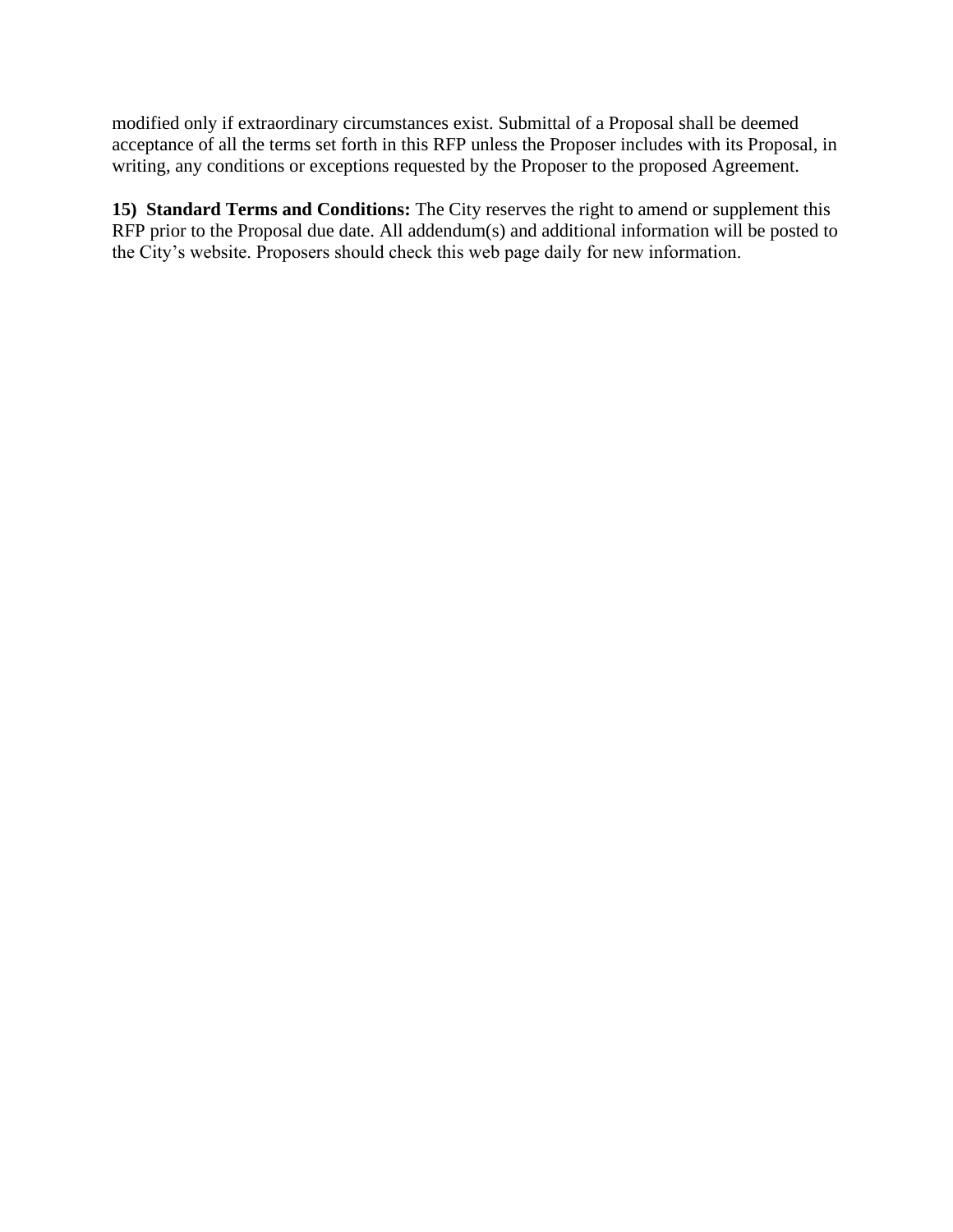modified only if extraordinary circumstances exist. Submittal of a Proposal shall be deemed acceptance of all the terms set forth in this RFP unless the Proposer includes with its Proposal, in writing, any conditions or exceptions requested by the Proposer to the proposed Agreement.

**15) Standard Terms and Conditions:** The City reserves the right to amend or supplement this RFP prior to the Proposal due date. All addendum(s) and additional information will be posted to the City's website. Proposers should check this web page daily for new information.